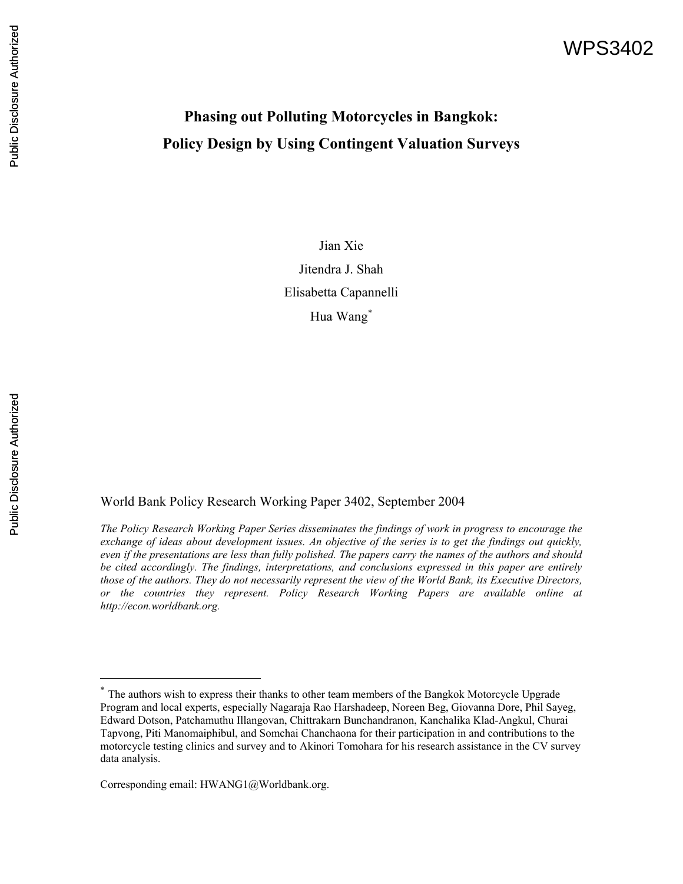WPS3402

# Phasing out Polluting Motorcycles in Bangkok: Policy Design by Using Contingent Valuation Surveys

Jian Xie

Jitendra J. Shah

Elisabetta Capannelli

Hua Wang*

World Bank Policy Research Working Paper 3402, September 2004

*The Policy Research Working Paper Series disseminates the findings of work in progress to encourage the exchange of ideas about development issues. An objective of the series is to get the findings out quickly, even if the presentations are less than fully polished. The papers carry the names of the authors and should be cited accordingly. The findings, interpretations, and conclusions expressed in this paper are entirely those of the authors. They do not necessarily represent the view of the World Bank, its Executive Directors, or the countries they represent. Policy Research Working Papers are available online at http://econ.worldbank.org.*

---

* The authors wish to express their thanks to other team members of the Bangkok Motorcycle Upgrade Program and local experts, especially Nagaraja Rao Harshadeep, Noreen Beg, Giovanna Dore, Phil Sayeg, Edward Dotson, Patchamuthu Illangovan, Chittrakarn Bunchandranon, Kanchalika Klad-Angkul, Churai Tapvong, Piti Manomaiphibul, and Somchai Chanchaona for their participation in and contributions to the motorcycle testing clinics and survey and to Akinori Tomohara for his research assistance in the CV survey data analysis.

Corresponding email: HWANG1@Worldbank.org.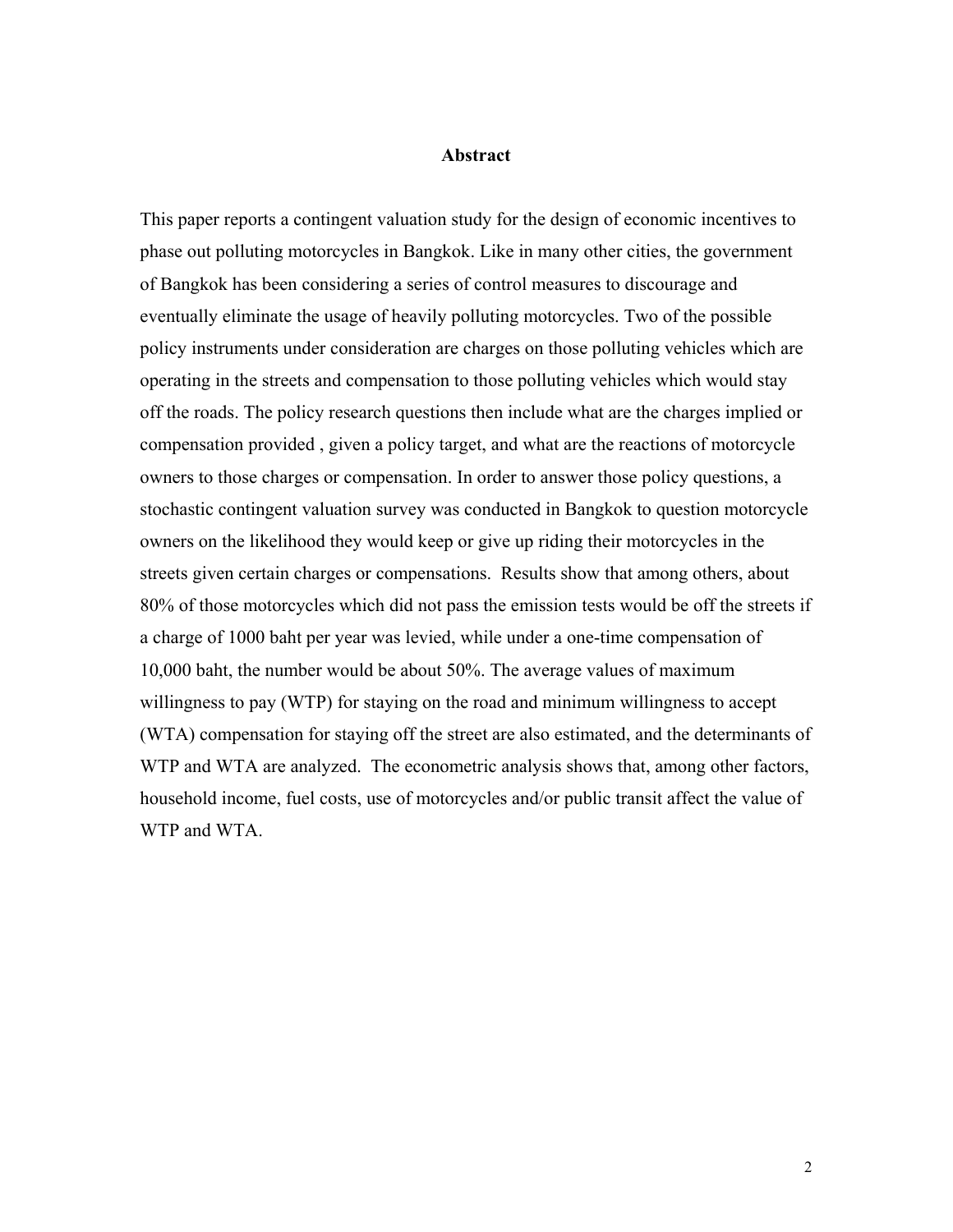# Abstract

This paper reports a contingent valuation study for the design of economic incentives to phase out polluting motorcycles in Bangkok. Like in many other cities, the government of Bangkok has been considering a series of control measures to discourage and eventually eliminate the usage of heavily polluting motorcycles. Two of the possible policy instruments under consideration are charges on those polluting vehicles which are operating in the streets and compensation to those polluting vehicles which would stay off the roads. The policy research questions then include what are the charges implied or compensation provided , given a policy target, and what are the reactions of motorcycle owners to those charges or compensation. In order to answer those policy questions, a stochastic contingent valuation survey was conducted in Bangkok to question motorcycle owners on the likelihood they would keep or give up riding their motorcycles in the streets given certain charges or compensations. Results show that among others, about 80% of those motorcycles which did not pass the emission tests would be off the streets if a charge of 1000 baht per year was levied, while under a one-time compensation of 10,000 baht, the number would be about 50%. The average values of maximum willingness to pay (WTP) for staying on the road and minimum willingness to accept (WTA) compensation for staying off the street are also estimated, and the determinants of WTP and WTA are analyzed. The econometric analysis shows that, among other factors, household income, fuel costs, use of motorcycles and/or public transit affect the value of WTP and WTA.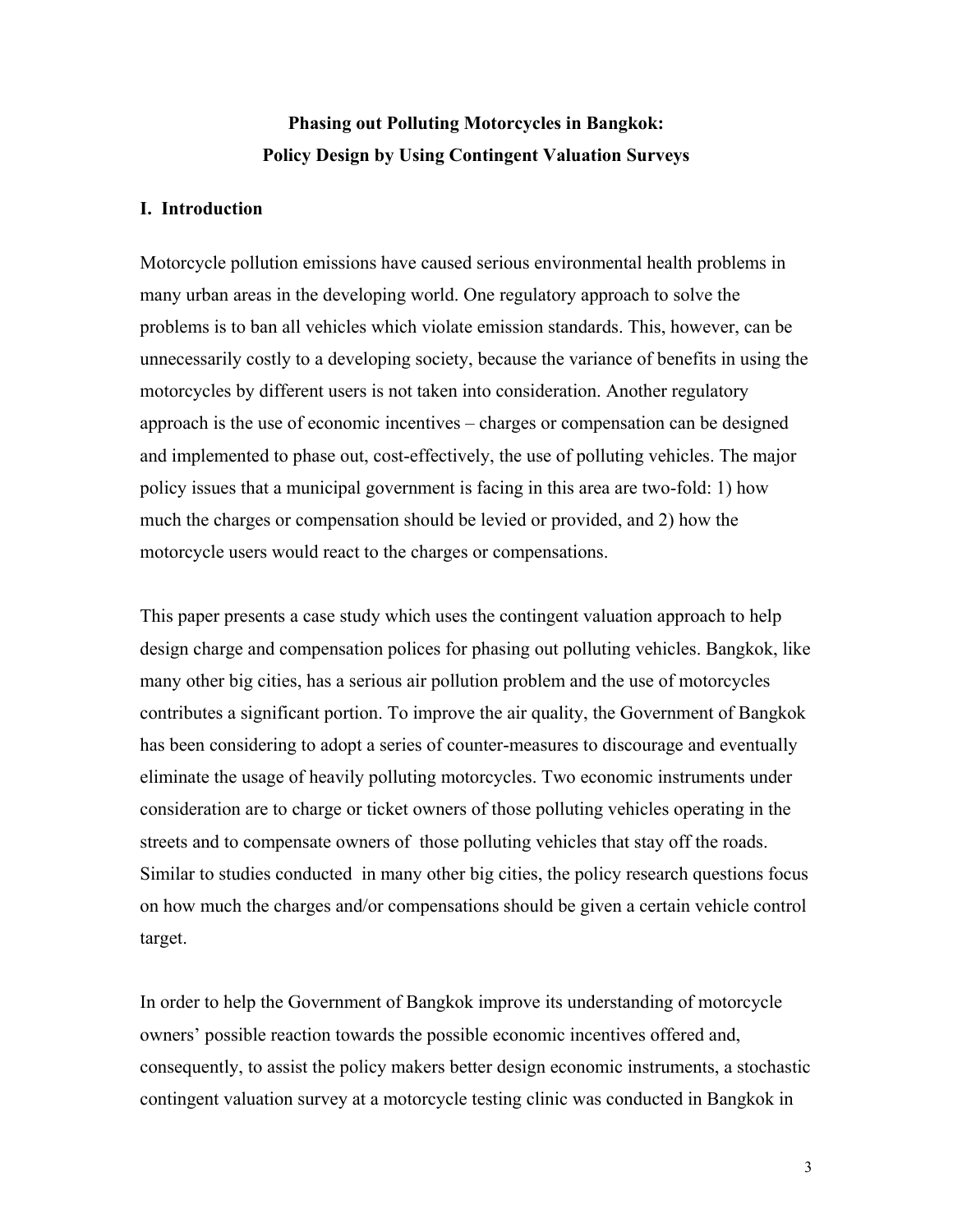# Phasing out Polluting Motorcycles in Bangkok:
# Policy Design by Using Contingent Valuation Surveys

## I. Introduction

Motorcycle pollution emissions have caused serious environmental health problems in many urban areas in the developing world. One regulatory approach to solve the problems is to ban all vehicles which violate emission standards. This, however, can be unnecessarily costly to a developing society, because the variance of benefits in using the motorcycles by different users is not taken into consideration. Another regulatory approach is the use of economic incentives – charges or compensation can be designed and implemented to phase out, cost-effectively, the use of polluting vehicles. The major policy issues that a municipal government is facing in this area are two-fold: 1) how much the charges or compensation should be levied or provided, and 2) how the motorcycle users would react to the charges or compensations.

This paper presents a case study which uses the contingent valuation approach to help design charge and compensation polices for phasing out polluting vehicles. Bangkok, like many other big cities, has a serious air pollution problem and the use of motorcycles contributes a significant portion. To improve the air quality, the Government of Bangkok has been considering to adopt a series of counter-measures to discourage and eventually eliminate the usage of heavily polluting motorcycles. Two economic instruments under consideration are to charge or ticket owners of those polluting vehicles operating in the streets and to compensate owners of those polluting vehicles that stay off the roads. Similar to studies conducted in many other big cities, the policy research questions focus on how much the charges and/or compensations should be given a certain vehicle control target.

In order to help the Government of Bangkok improve its understanding of motorcycle owners' possible reaction towards the possible economic incentives offered and, consequently, to assist the policy makers better design economic instruments, a stochastic contingent valuation survey at a motorcycle testing clinic was conducted in Bangkok in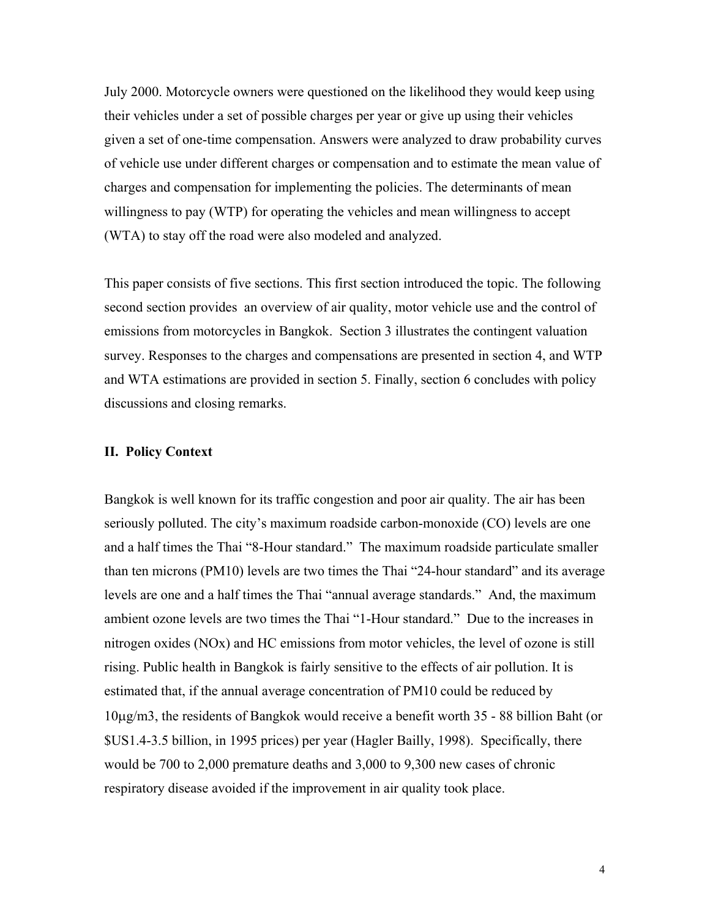July 2000. Motorcycle owners were questioned on the likelihood they would keep using their vehicles under a set of possible charges per year or give up using their vehicles given a set of one-time compensation. Answers were analyzed to draw probability curves of vehicle use under different charges or compensation and to estimate the mean value of charges and compensation for implementing the policies. The determinants of mean willingness to pay (WTP) for operating the vehicles and mean willingness to accept (WTA) to stay off the road were also modeled and analyzed.

This paper consists of five sections. This first section introduced the topic. The following second section provides an overview of air quality, motor vehicle use and the control of emissions from motorcycles in Bangkok. Section 3 illustrates the contingent valuation survey. Responses to the charges and compensations are presented in section 4, and WTP and WTA estimations are provided in section 5. Finally, section 6 concludes with policy discussions and closing remarks.

## II. Policy Context

Bangkok is well known for its traffic congestion and poor air quality. The air has been seriously polluted. The city's maximum roadside carbon-monoxide (CO) levels are one and a half times the Thai "8-Hour standard." The maximum roadside particulate smaller than ten microns (PM10) levels are two times the Thai "24-hour standard" and its average levels are one and a half times the Thai "annual average standards." And, the maximum ambient ozone levels are two times the Thai "1-Hour standard." Due to the increases in nitrogen oxides (NOx) and HC emissions from motor vehicles, the level of ozone is still rising. Public health in Bangkok is fairly sensitive to the effects of air pollution. It is estimated that, if the annual average concentration of PM10 could be reduced by 10μg/m3, the residents of Bangkok would receive a benefit worth 35 - 88 billion Baht (or $US1.4-3.5 billion, in 1995 prices) per year (Hagler Bailly, 1998). Specifically, there would be 700 to 2,000 premature deaths and 3,000 to 9,300 new cases of chronic respiratory disease avoided if the improvement in air quality took place.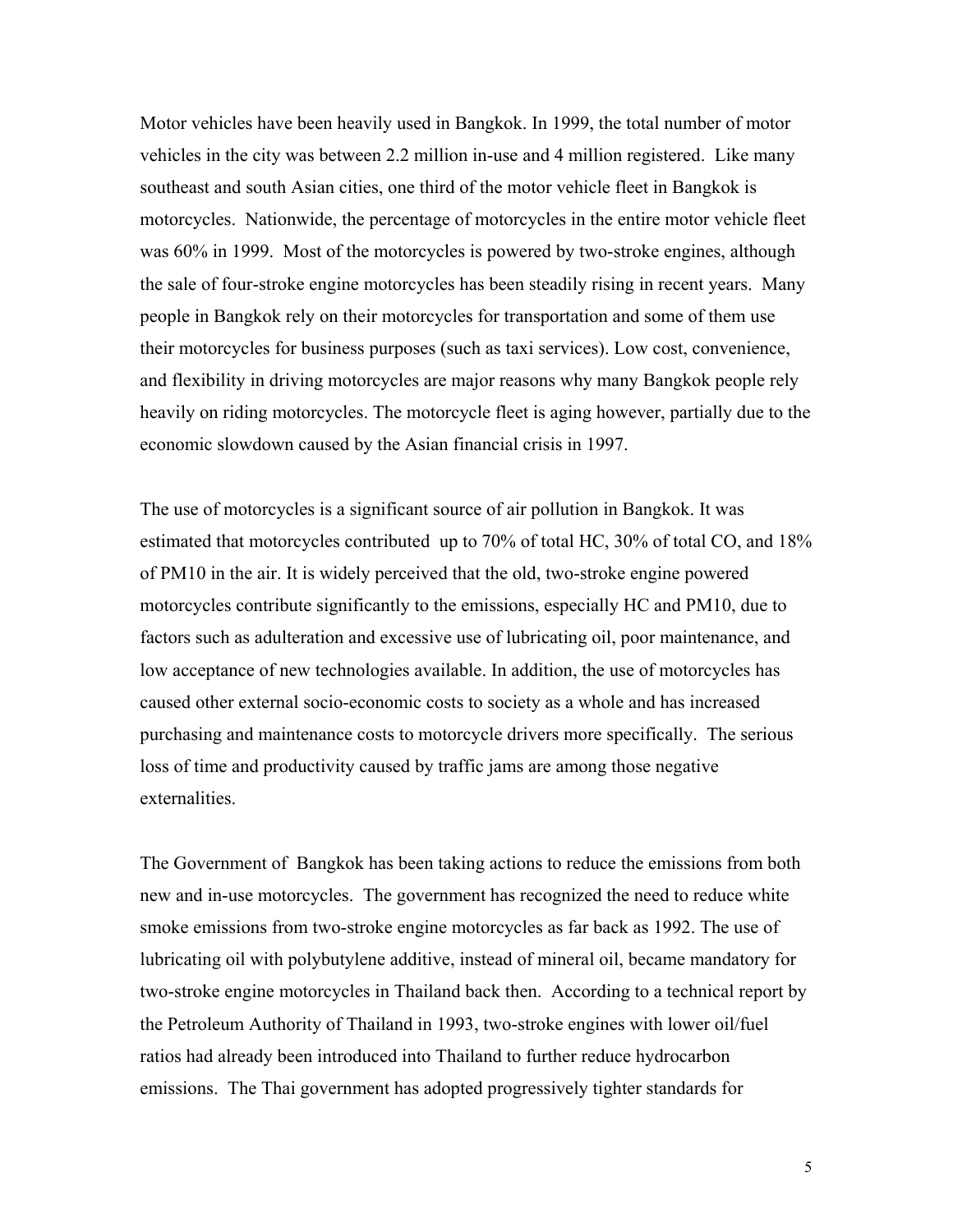Motor vehicles have been heavily used in Bangkok. In 1999, the total number of motor vehicles in the city was between 2.2 million in-use and 4 million registered. Like many southeast and south Asian cities, one third of the motor vehicle fleet in Bangkok is motorcycles. Nationwide, the percentage of motorcycles in the entire motor vehicle fleet was 60% in 1999. Most of the motorcycles is powered by two-stroke engines, although the sale of four-stroke engine motorcycles has been steadily rising in recent years. Many people in Bangkok rely on their motorcycles for transportation and some of them use their motorcycles for business purposes (such as taxi services). Low cost, convenience, and flexibility in driving motorcycles are major reasons why many Bangkok people rely heavily on riding motorcycles. The motorcycle fleet is aging however, partially due to the economic slowdown caused by the Asian financial crisis in 1997.

The use of motorcycles is a significant source of air pollution in Bangkok. It was estimated that motorcycles contributed up to 70% of total HC, 30% of total CO, and 18% of PM10 in the air. It is widely perceived that the old, two-stroke engine powered motorcycles contribute significantly to the emissions, especially HC and PM10, due to factors such as adulteration and excessive use of lubricating oil, poor maintenance, and low acceptance of new technologies available. In addition, the use of motorcycles has caused other external socio-economic costs to society as a whole and has increased purchasing and maintenance costs to motorcycle drivers more specifically. The serious loss of time and productivity caused by traffic jams are among those negative externalities.

The Government of Bangkok has been taking actions to reduce the emissions from both new and in-use motorcycles. The government has recognized the need to reduce white smoke emissions from two-stroke engine motorcycles as far back as 1992. The use of lubricating oil with polybutylene additive, instead of mineral oil, became mandatory for two-stroke engine motorcycles in Thailand back then. According to a technical report by the Petroleum Authority of Thailand in 1993, two-stroke engines with lower oil/fuel ratios had already been introduced into Thailand to further reduce hydrocarbon emissions. The Thai government has adopted progressively tighter standards for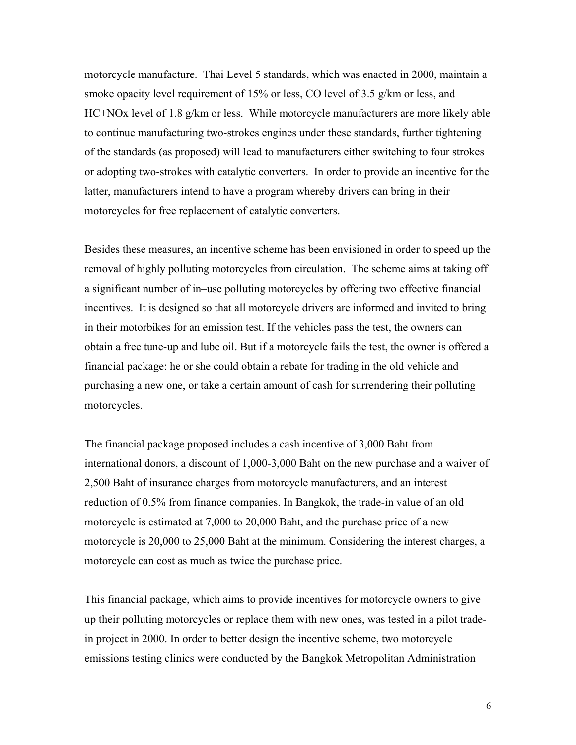motorcycle manufacture. Thai Level 5 standards, which was enacted in 2000, maintain a smoke opacity level requirement of 15% or less, CO level of 3.5 g/km or less, and HC+NOx level of 1.8 g/km or less. While motorcycle manufacturers are more likely able to continue manufacturing two-strokes engines under these standards, further tightening of the standards (as proposed) will lead to manufacturers either switching to four strokes or adopting two-strokes with catalytic converters. In order to provide an incentive for the latter, manufacturers intend to have a program whereby drivers can bring in their motorcycles for free replacement of catalytic converters.

Besides these measures, an incentive scheme has been envisioned in order to speed up the removal of highly polluting motorcycles from circulation. The scheme aims at taking off a significant number of in–use polluting motorcycles by offering two effective financial incentives. It is designed so that all motorcycle drivers are informed and invited to bring in their motorbikes for an emission test. If the vehicles pass the test, the owners can obtain a free tune-up and lube oil. But if a motorcycle fails the test, the owner is offered a financial package: he or she could obtain a rebate for trading in the old vehicle and purchasing a new one, or take a certain amount of cash for surrendering their polluting motorcycles.

The financial package proposed includes a cash incentive of 3,000 Baht from international donors, a discount of 1,000-3,000 Baht on the new purchase and a waiver of 2,500 Baht of insurance charges from motorcycle manufacturers, and an interest reduction of 0.5% from finance companies. In Bangkok, the trade-in value of an old motorcycle is estimated at 7,000 to 20,000 Baht, and the purchase price of a new motorcycle is 20,000 to 25,000 Baht at the minimum. Considering the interest charges, a motorcycle can cost as much as twice the purchase price.

This financial package, which aims to provide incentives for motorcycle owners to give up their polluting motorcycles or replace them with new ones, was tested in a pilot trade-in project in 2000. In order to better design the incentive scheme, two motorcycle emissions testing clinics were conducted by the Bangkok Metropolitan Administration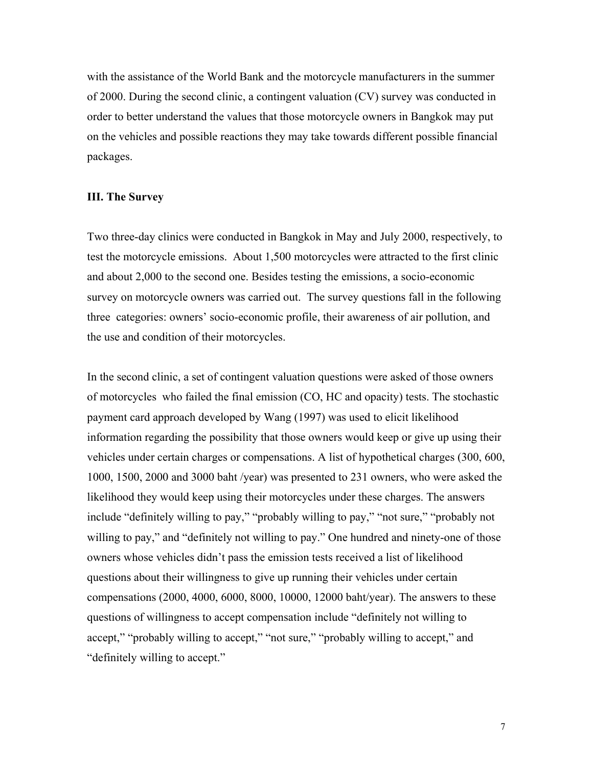with the assistance of the World Bank and the motorcycle manufacturers in the summer of 2000. During the second clinic, a contingent valuation (CV) survey was conducted in order to better understand the values that those motorcycle owners in Bangkok may put on the vehicles and possible reactions they may take towards different possible financial packages.

### III. The Survey

Two three-day clinics were conducted in Bangkok in May and July 2000, respectively, to test the motorcycle emissions. About 1,500 motorcycles were attracted to the first clinic and about 2,000 to the second one. Besides testing the emissions, a socio-economic survey on motorcycle owners was carried out. The survey questions fall in the following three categories: owners' socio-economic profile, their awareness of air pollution, and the use and condition of their motorcycles.

In the second clinic, a set of contingent valuation questions were asked of those owners of motorcycles who failed the final emission (CO, HC and opacity) tests. The stochastic payment card approach developed by Wang (1997) was used to elicit likelihood information regarding the possibility that those owners would keep or give up using their vehicles under certain charges or compensations. A list of hypothetical charges (300, 600, 1000, 1500, 2000 and 3000 baht /year) was presented to 231 owners, who were asked the likelihood they would keep using their motorcycles under these charges. The answers include "definitely willing to pay," "probably willing to pay," "not sure," "probably not willing to pay," and "definitely not willing to pay." One hundred and ninety-one of those owners whose vehicles didn't pass the emission tests received a list of likelihood questions about their willingness to give up running their vehicles under certain compensations (2000, 4000, 6000, 8000, 10000, 12000 baht/year). The answers to these questions of willingness to accept compensation include "definitely not willing to accept," "probably willing to accept," "not sure," "probably willing to accept," and "definitely willing to accept."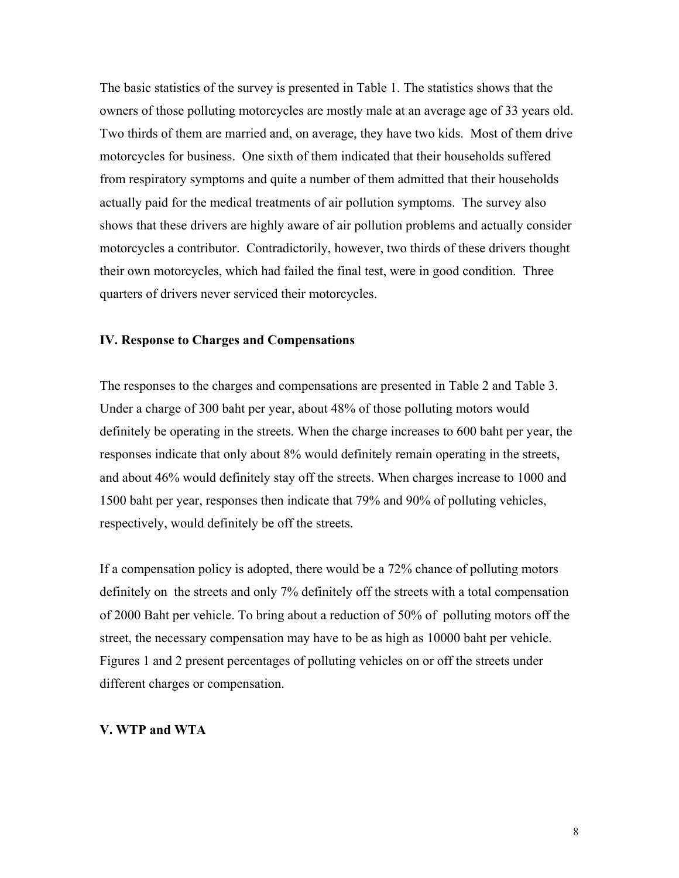The basic statistics of the survey is presented in Table 1. The statistics shows that the owners of those polluting motorcycles are mostly male at an average age of 33 years old. Two thirds of them are married and, on average, they have two kids. Most of them drive motorcycles for business. One sixth of them indicated that their households suffered from respiratory symptoms and quite a number of them admitted that their households actually paid for the medical treatments of air pollution symptoms. The survey also shows that these drivers are highly aware of air pollution problems and actually consider motorcycles a contributor. Contradictorily, however, two thirds of these drivers thought their own motorcycles, which had failed the final test, were in good condition. Three quarters of drivers never serviced their motorcycles.

## IV. Response to Charges and Compensations

The responses to the charges and compensations are presented in Table 2 and Table 3. Under a charge of 300 baht per year, about 48% of those polluting motors would definitely be operating in the streets. When the charge increases to 600 baht per year, the responses indicate that only about 8% would definitely remain operating in the streets, and about 46% would definitely stay off the streets. When charges increase to 1000 and 1500 baht per year, responses then indicate that 79% and 90% of polluting vehicles, respectively, would definitely be off the streets.

If a compensation policy is adopted, there would be a 72% chance of polluting motors definitely on the streets and only 7% definitely off the streets with a total compensation of 2000 Baht per vehicle. To bring about a reduction of 50% of polluting motors off the street, the necessary compensation may have to be as high as 10000 baht per vehicle. Figures 1 and 2 present percentages of polluting vehicles on or off the streets under different charges or compensation.

## V. WTP and WTA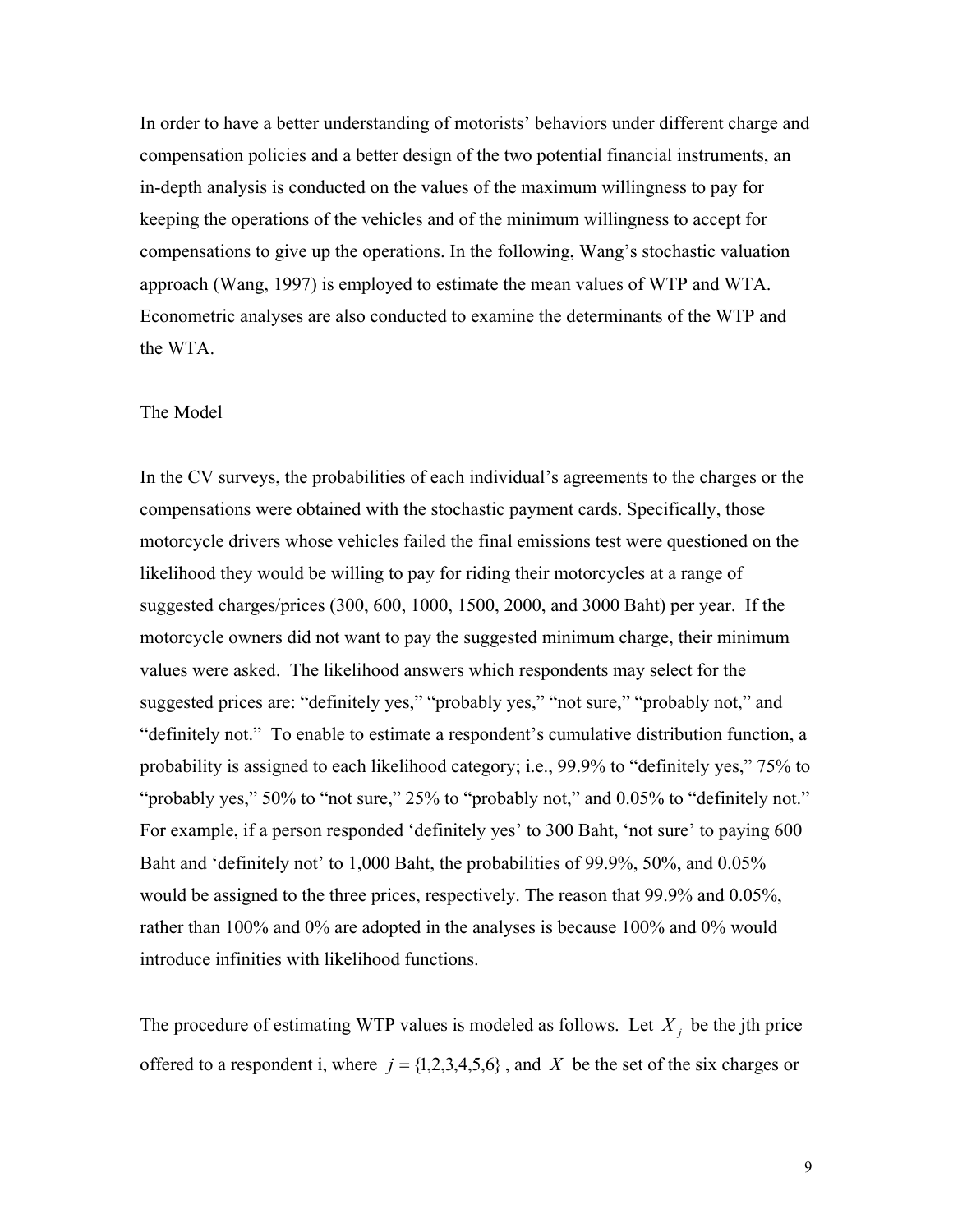In order to have a better understanding of motorists' behaviors under different charge and compensation policies and a better design of the two potential financial instruments, an in-depth analysis is conducted on the values of the maximum willingness to pay for keeping the operations of the vehicles and of the minimum willingness to accept for compensations to give up the operations. In the following, Wang's stochastic valuation approach (Wang, 1997) is employed to estimate the mean values of WTP and WTA. Econometric analyses are also conducted to examine the determinants of the WTP and the WTA.

## The Model

In the CV surveys, the probabilities of each individual's agreements to the charges or the compensations were obtained with the stochastic payment cards. Specifically, those motorcycle drivers whose vehicles failed the final emissions test were questioned on the likelihood they would be willing to pay for riding their motorcycles at a range of suggested charges/prices (300, 600, 1000, 1500, 2000, and 3000 Baht) per year. If the motorcycle owners did not want to pay the suggested minimum charge, their minimum values were asked. The likelihood answers which respondents may select for the suggested prices are: "definitely yes," "probably yes," "not sure," "probably not," and "definitely not." To enable to estimate a respondent's cumulative distribution function, a probability is assigned to each likelihood category; i.e., 99.9% to "definitely yes," 75% to "probably yes," 50% to "not sure," 25% to "probably not," and 0.05% to "definitely not." For example, if a person responded 'definitely yes' to 300 Baht, 'not sure' to paying 600 Baht and 'definitely not' to 1,000 Baht, the probabilities of 99.9%, 50%, and 0.05% would be assigned to the three prices, respectively. The reason that 99.9% and 0.05%, rather than 100% and 0% are adopted in the analyses is because 100% and 0% would introduce infinities with likelihood functions.

The procedure of estimating WTP values is modeled as follows. Let $X_j$ be the jth price offered to a respondent i, where $j = \{1,2,3,4,5,6\}$, and $X$ be the set of the six charges or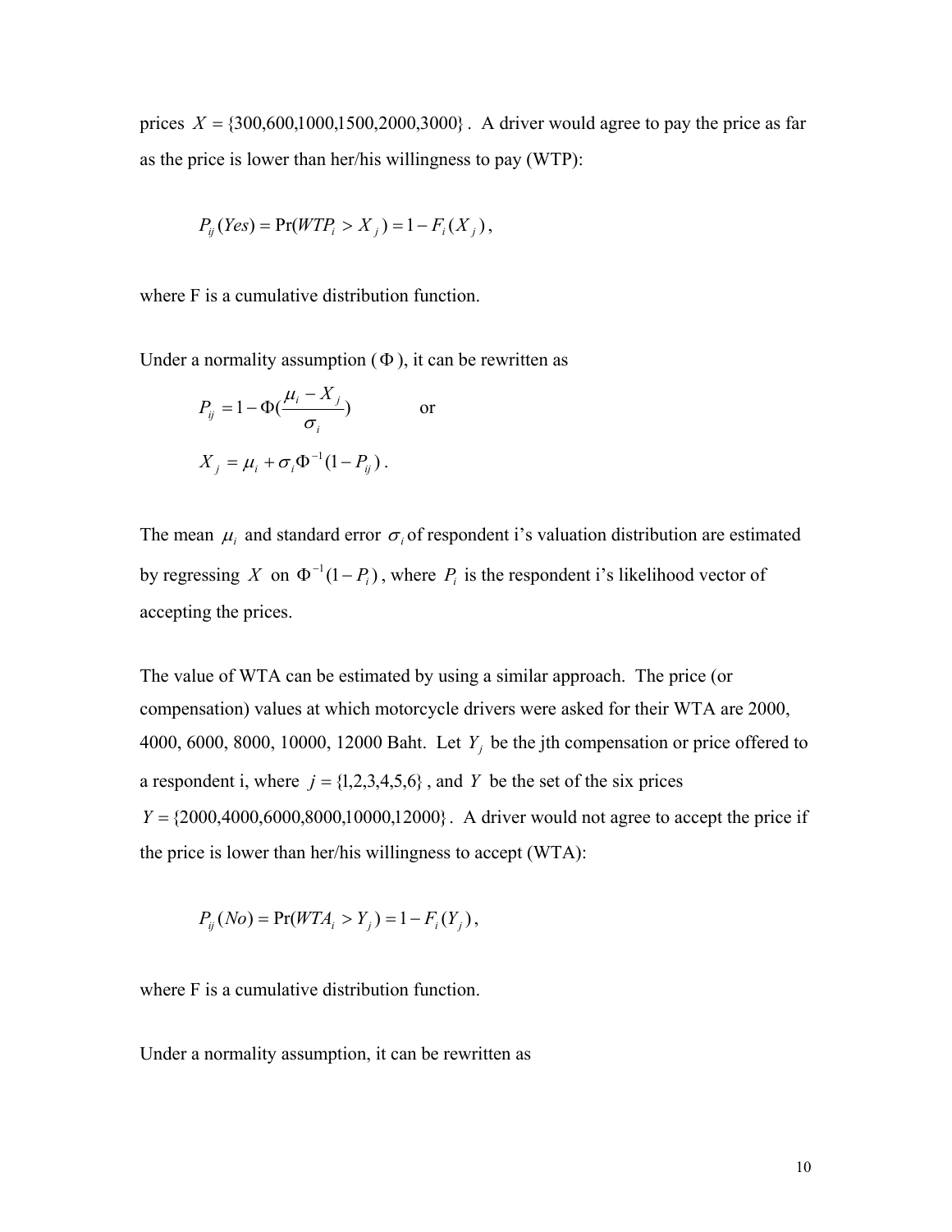prices $X = \{300, 600, 1000, 1500, 2000, 3000\}$. A driver would agree to pay the price as far as the price is lower than her/his willingness to pay (WTP):

$$P_{ij}(Yes) = \Pr(WTP_i > X_j) = 1 - F_i(X_j),$$

where F is a cumulative distribution function.

Under a normality assumption ($\Phi$), it can be rewritten as

$$P_{ij} = 1 - \Phi\left(\frac{\mu_i - X_j}{\sigma_i}\right) \qquad \text{or}$$

$$X_j = \mu_i + \sigma_i \Phi^{-1}(1 - P_{ij}).$$

The mean $\mu_i$ and standard error $\sigma_i$ of respondent i's valuation distribution are estimated by regressing $X$ on $\Phi^{-1}(1 - P_i)$, where $P_i$ is the respondent i's likelihood vector of accepting the prices.

The value of WTA can be estimated by using a similar approach. The price (or compensation) values at which motorcycle drivers were asked for their WTA are 2000, 4000, 6000, 8000, 10000, 12000 Baht. Let $Y_j$ be the jth compensation or price offered to a respondent i, where $j = \{1, 2, 3, 4, 5, 6\}$, and $Y$ be the set of the six prices $Y = \{2000, 4000, 6000, 8000, 10000, 12000\}$. A driver would not agree to accept the price if the price is lower than her/his willingness to accept (WTA):

$$P_{ij}(No) = \Pr(WTA_i > Y_j) = 1 - F_i(Y_j),$$

where F is a cumulative distribution function.

Under a normality assumption, it can be rewritten as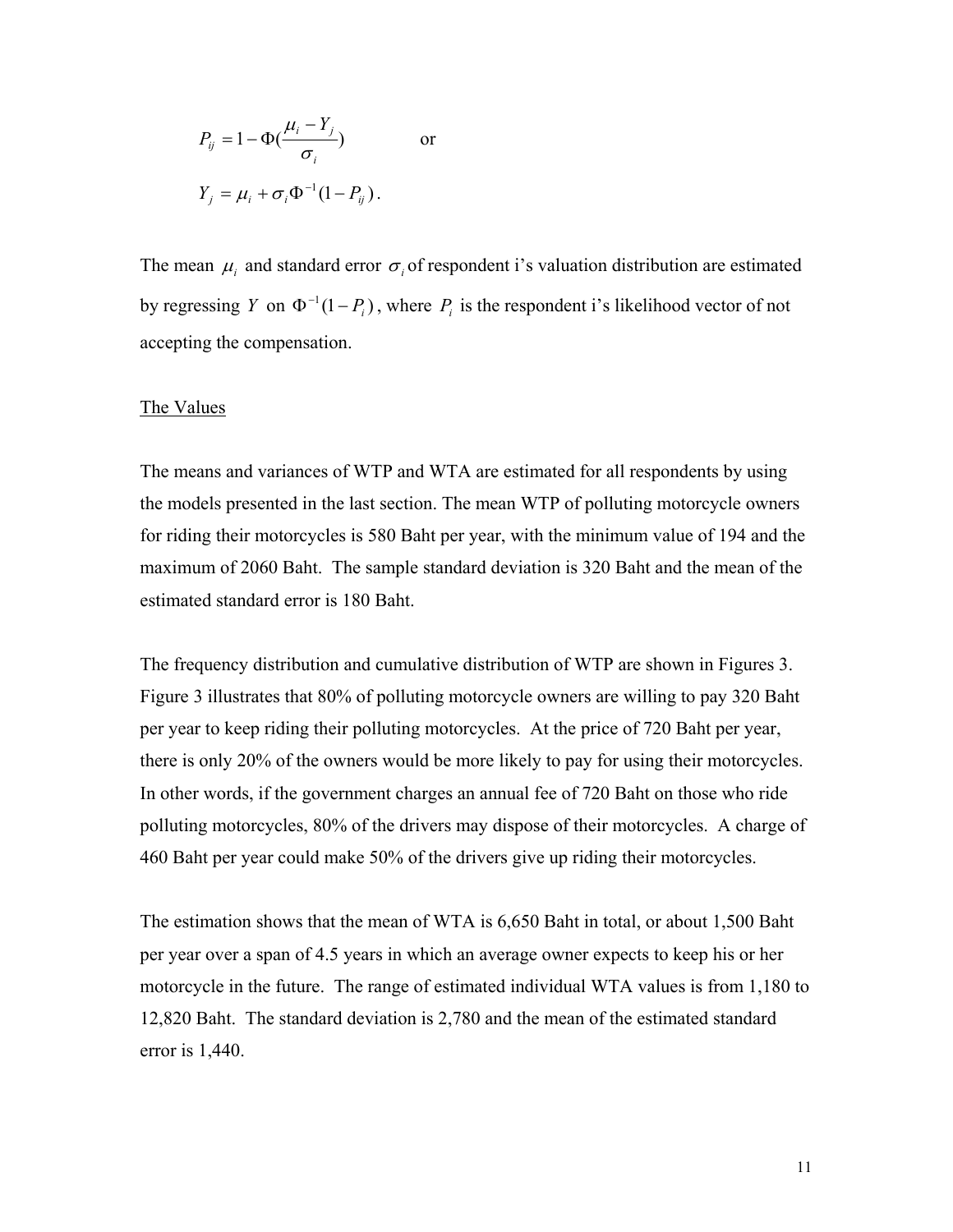$$P_{ij} = 1 - \Phi(\frac{\mu_i - Y_j}{\sigma_i}) \qquad \text{or}$$

$$Y_j = \mu_i + \sigma_i \Phi^{-1}(1 - P_{ij}).$$

The mean $\mu_i$ and standard error $\sigma_i$ of respondent i's valuation distribution are estimated by regressing $Y$ on $\Phi^{-1}(1-P_i)$, where $P_i$ is the respondent i's likelihood vector of not accepting the compensation.

<u>The Values</u>

The means and variances of WTP and WTA are estimated for all respondents by using the models presented in the last section. The mean WTP of polluting motorcycle owners for riding their motorcycles is 580 Baht per year, with the minimum value of 194 and the maximum of 2060 Baht. The sample standard deviation is 320 Baht and the mean of the estimated standard error is 180 Baht.

The frequency distribution and cumulative distribution of WTP are shown in Figures 3. Figure 3 illustrates that 80% of polluting motorcycle owners are willing to pay 320 Baht per year to keep riding their polluting motorcycles. At the price of 720 Baht per year, there is only 20% of the owners would be more likely to pay for using their motorcycles. In other words, if the government charges an annual fee of 720 Baht on those who ride polluting motorcycles, 80% of the drivers may dispose of their motorcycles. A charge of 460 Baht per year could make 50% of the drivers give up riding their motorcycles.

The estimation shows that the mean of WTA is 6,650 Baht in total, or about 1,500 Baht per year over a span of 4.5 years in which an average owner expects to keep his or her motorcycle in the future. The range of estimated individual WTA values is from 1,180 to 12,820 Baht. The standard deviation is 2,780 and the mean of the estimated standard error is 1,440.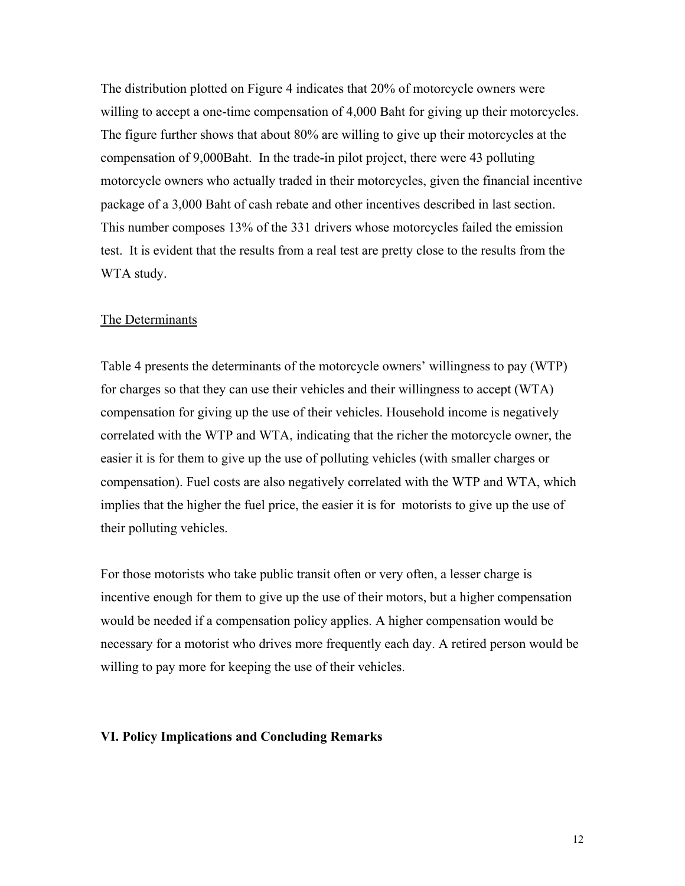The distribution plotted on Figure 4 indicates that 20% of motorcycle owners were willing to accept a one-time compensation of 4,000 Baht for giving up their motorcycles. The figure further shows that about 80% are willing to give up their motorcycles at the compensation of 9,000Baht. In the trade-in pilot project, there were 43 polluting motorcycle owners who actually traded in their motorcycles, given the financial incentive package of a 3,000 Baht of cash rebate and other incentives described in last section. This number composes 13% of the 331 drivers whose motorcycles failed the emission test. It is evident that the results from a real test are pretty close to the results from the WTA study.

<u>The Determinants</u>

Table 4 presents the determinants of the motorcycle owners' willingness to pay (WTP) for charges so that they can use their vehicles and their willingness to accept (WTA) compensation for giving up the use of their vehicles. Household income is negatively correlated with the WTP and WTA, indicating that the richer the motorcycle owner, the easier it is for them to give up the use of polluting vehicles (with smaller charges or compensation). Fuel costs are also negatively correlated with the WTP and WTA, which implies that the higher the fuel price, the easier it is for motorists to give up the use of their polluting vehicles.

For those motorists who take public transit often or very often, a lesser charge is incentive enough for them to give up the use of their motors, but a higher compensation would be needed if a compensation policy applies. A higher compensation would be necessary for a motorist who drives more frequently each day. A retired person would be willing to pay more for keeping the use of their vehicles.

## VI. Policy Implications and Concluding Remarks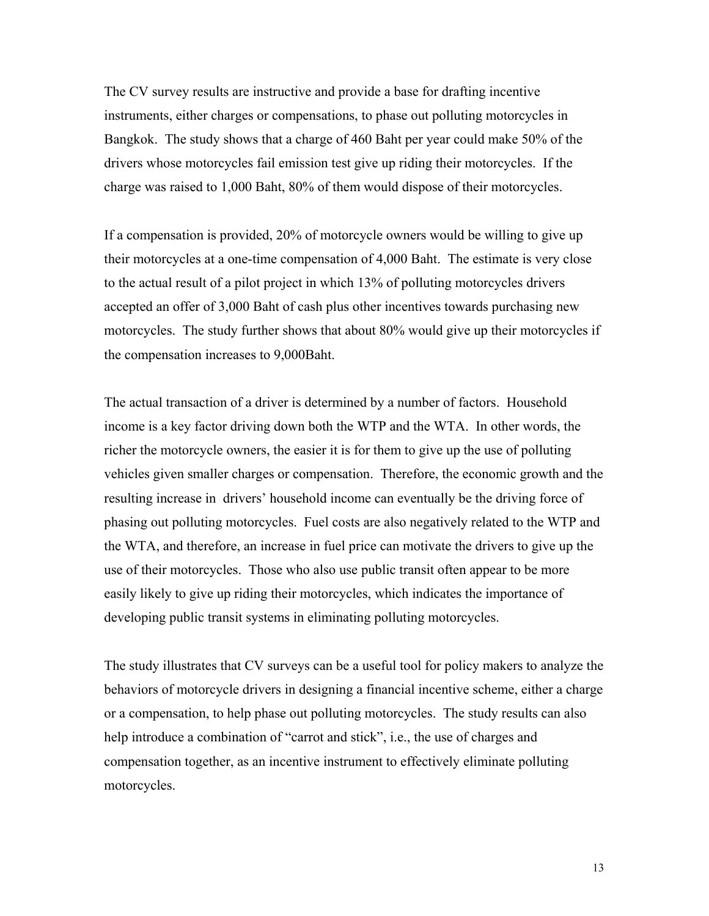The CV survey results are instructive and provide a base for drafting incentive instruments, either charges or compensations, to phase out polluting motorcycles in Bangkok. The study shows that a charge of 460 Baht per year could make 50% of the drivers whose motorcycles fail emission test give up riding their motorcycles. If the charge was raised to 1,000 Baht, 80% of them would dispose of their motorcycles.

If a compensation is provided, 20% of motorcycle owners would be willing to give up their motorcycles at a one-time compensation of 4,000 Baht. The estimate is very close to the actual result of a pilot project in which 13% of polluting motorcycles drivers accepted an offer of 3,000 Baht of cash plus other incentives towards purchasing new motorcycles. The study further shows that about 80% would give up their motorcycles if the compensation increases to 9,000Baht.

The actual transaction of a driver is determined by a number of factors. Household income is a key factor driving down both the WTP and the WTA. In other words, the richer the motorcycle owners, the easier it is for them to give up the use of polluting vehicles given smaller charges or compensation. Therefore, the economic growth and the resulting increase in drivers' household income can eventually be the driving force of phasing out polluting motorcycles. Fuel costs are also negatively related to the WTP and the WTA, and therefore, an increase in fuel price can motivate the drivers to give up the use of their motorcycles. Those who also use public transit often appear to be more easily likely to give up riding their motorcycles, which indicates the importance of developing public transit systems in eliminating polluting motorcycles.

The study illustrates that CV surveys can be a useful tool for policy makers to analyze the behaviors of motorcycle drivers in designing a financial incentive scheme, either a charge or a compensation, to help phase out polluting motorcycles. The study results can also help introduce a combination of "carrot and stick", i.e., the use of charges and compensation together, as an incentive instrument to effectively eliminate polluting motorcycles.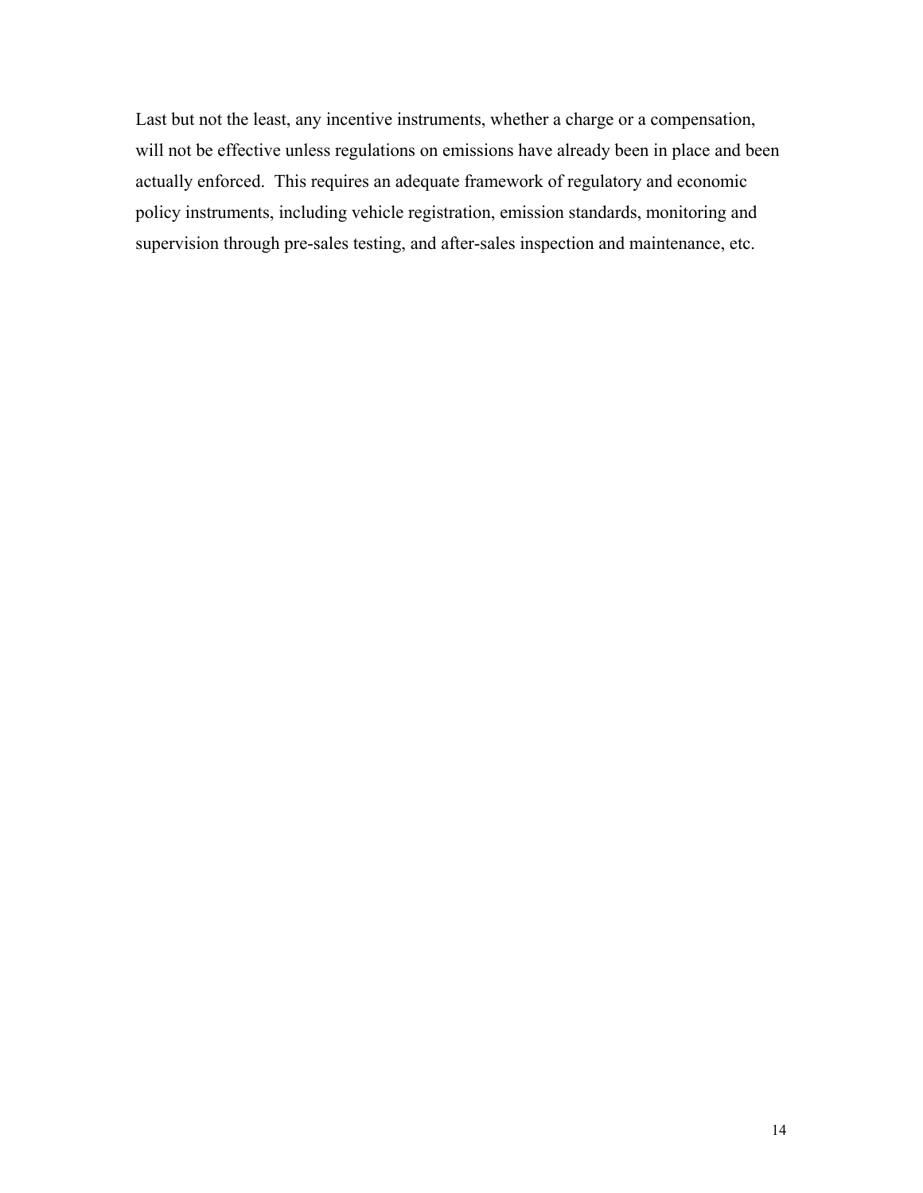Last but not the least, any incentive instruments, whether a charge or a compensation, will not be effective unless regulations on emissions have already been in place and been actually enforced. This requires an adequate framework of regulatory and economic policy instruments, including vehicle registration, emission standards, monitoring and supervision through pre-sales testing, and after-sales inspection and maintenance, etc.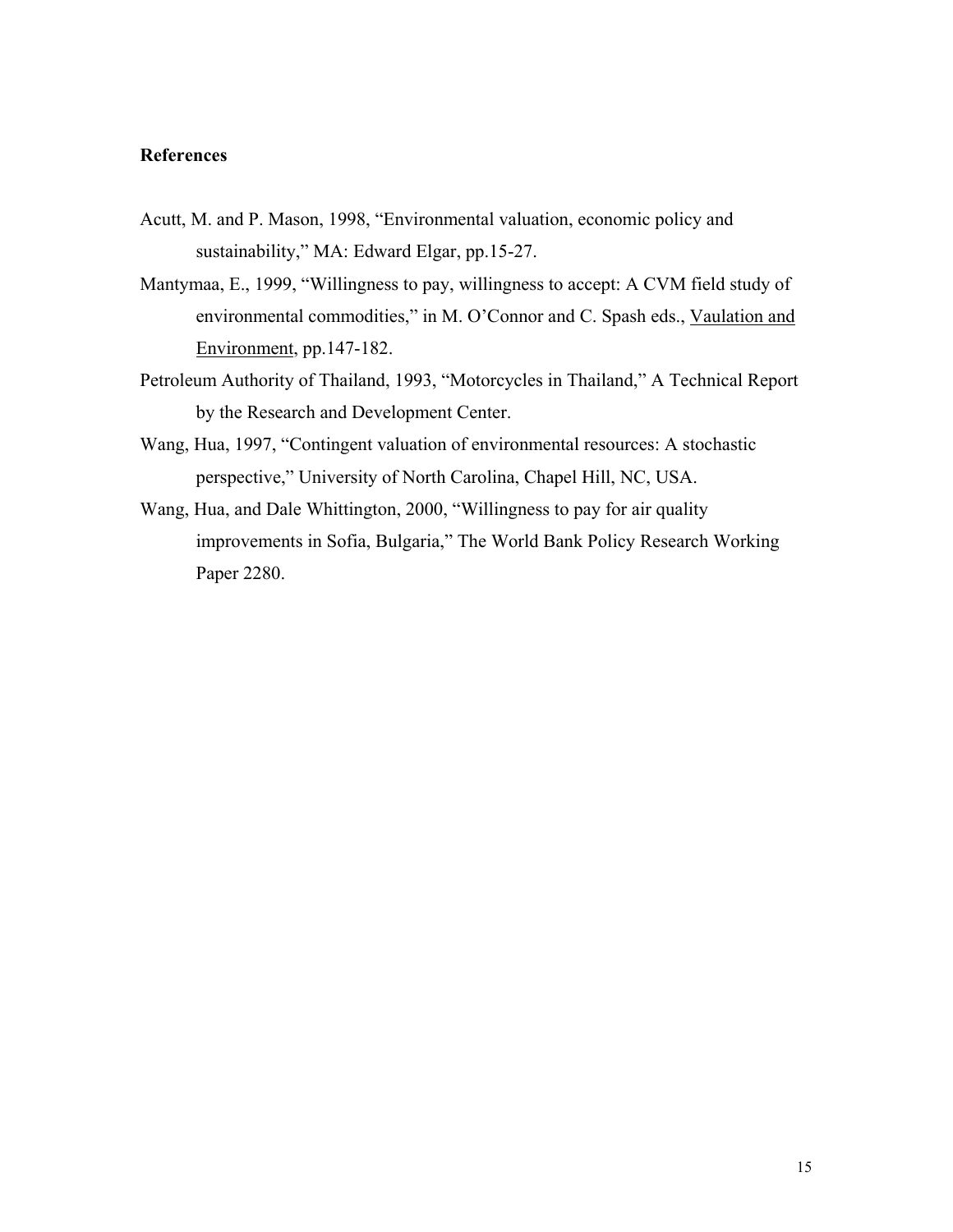**References**

Acutt, M. and P. Mason, 1998, "Environmental valuation, economic policy and sustainability," MA: Edward Elgar, pp.15-27.

Mantymaa, E., 1999, "Willingness to pay, willingness to accept: A CVM field study of environmental commodities," in M. O'Connor and C. Spash eds., Vaulation and Environment, pp.147-182.

Petroleum Authority of Thailand, 1993, "Motorcycles in Thailand," A Technical Report by the Research and Development Center.

Wang, Hua, 1997, "Contingent valuation of environmental resources: A stochastic perspective," University of North Carolina, Chapel Hill, NC, USA.

Wang, Hua, and Dale Whittington, 2000, "Willingness to pay for air quality improvements in Sofia, Bulgaria," The World Bank Policy Research Working Paper 2280.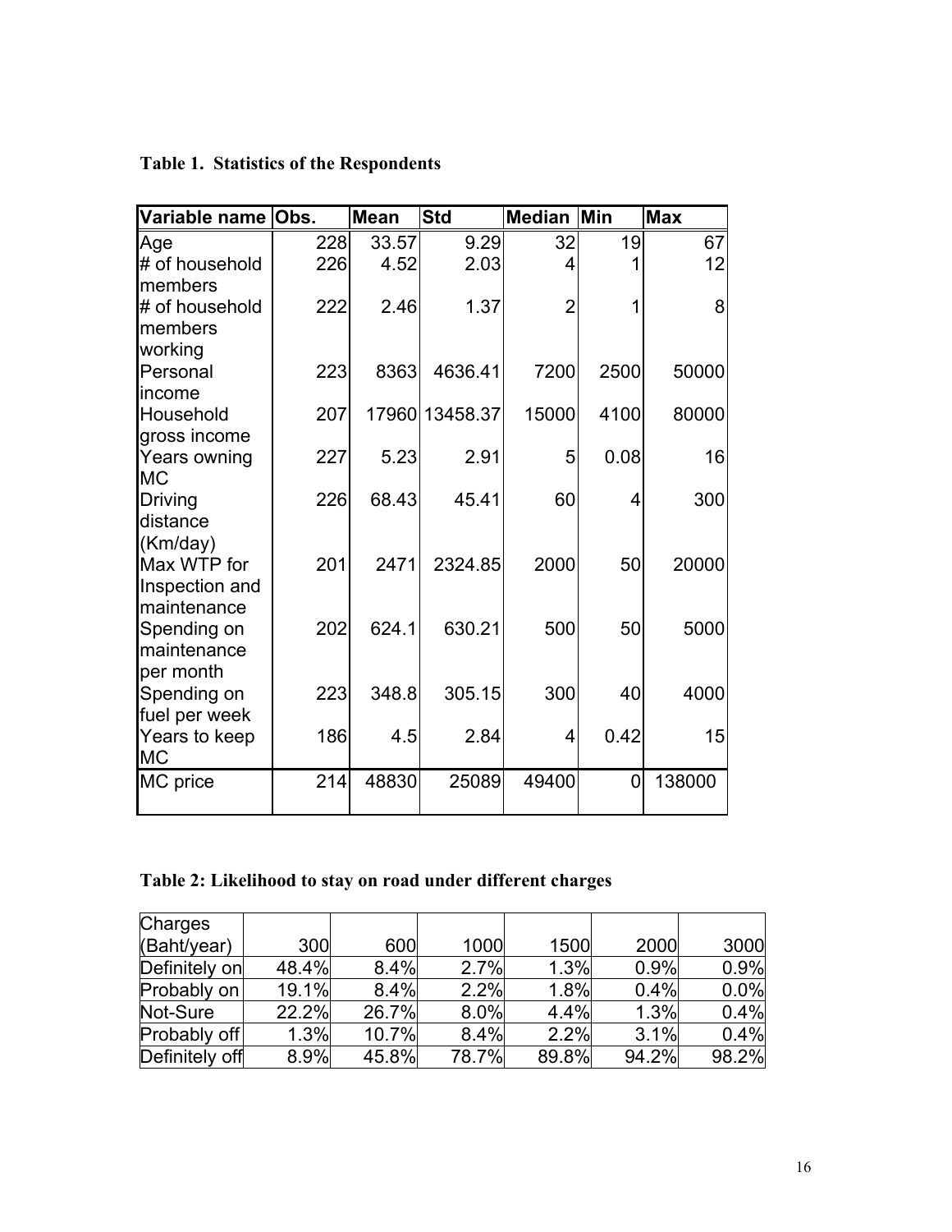**Table 1. Statistics of the Respondents**

| Variable name | Obs. | Mean | Std | Median | Min | Max |
|---|---|---|---|---|---|---|
| Age | 228 | 33.57 | 9.29 | 32 | 19 | 67 |
| # of household members | 226 | 4.52 | 2.03 | 4 | 1 | 12 |
| # of household members working | 222 | 2.46 | 1.37 | 2 | 1 | 8 |
| Personal income | 223 | 8363 | 4636.41 | 7200 | 2500 | 50000 |
| Household gross income | 207 | 17960 | 13458.37 | 15000 | 4100 | 80000 |
| Years owning MC | 227 | 5.23 | 2.91 | 5 | 0.08 | 16 |
| Driving distance (Km/day) | 226 | 68.43 | 45.41 | 60 | 4 | 300 |
| Max WTP for Inspection and maintenance | 201 | 2471 | 2324.85 | 2000 | 50 | 20000 |
| Spending on maintenance per month | 202 | 624.1 | 630.21 | 500 | 50 | 5000 |
| Spending on fuel per week | 223 | 348.8 | 305.15 | 300 | 40 | 4000 |
| Years to keep MC | 186 | 4.5 | 2.84 | 4 | 0.42 | 15 |
| MC price | 214 | 48830 | 25089 | 49400 | 0 | 138000 |

**Table 2: Likelihood to stay on road under different charges**

| Charges (Baht/year) | 300 | 600 | 1000 | 1500 | 2000 | 3000 |
|---|---|---|---|---|---|---|
| Definitely on | 48.4% | 8.4% | 2.7% | 1.3% | 0.9% | 0.9% |
| Probably on | 19.1% | 8.4% | 2.2% | 1.8% | 0.4% | 0.0% |
| Not-Sure | 22.2% | 26.7% | 8.0% | 4.4% | 1.3% | 0.4% |
| Probably off | 1.3% | 10.7% | 8.4% | 2.2% | 3.1% | 0.4% |
| Definitely off | 8.9% | 45.8% | 78.7% | 89.8% | 94.2% | 98.2% |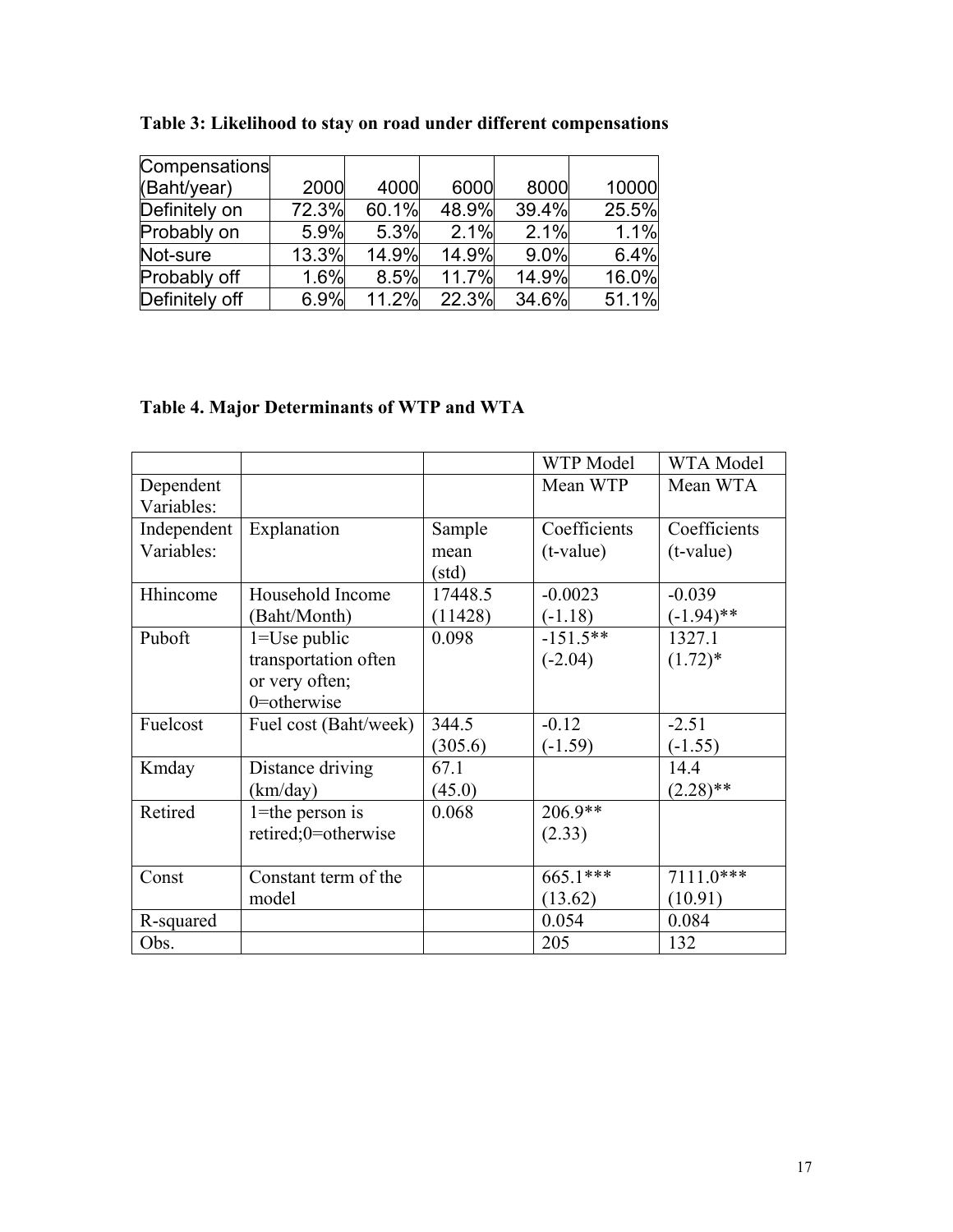**Table 3: Likelihood to stay on road under different compensations**

| Compensations (Baht/year) | 2000 | 4000 | 6000 | 8000 | 10000 |
|---|---|---|---|---|---|
| Definitely on | 72.3% | 60.1% | 48.9% | 39.4% | 25.5% |
| Probably on | 5.9% | 5.3% | 2.1% | 2.1% | 1.1% |
| Not-sure | 13.3% | 14.9% | 14.9% | 9.0% | 6.4% |
| Probably off | 1.6% | 8.5% | 11.7% | 14.9% | 16.0% |
| Definitely off | 6.9% | 11.2% | 22.3% | 34.6% | 51.1% |

**Table 4. Major Determinants of WTP and WTA**

| | | | WTP Model | WTA Model |
|---|---|---|---|---|
| Dependent Variables: | | | Mean WTP | Mean WTA |
| Independent Variables: | Explanation | Sample mean (std) | Coefficients (t-value) | Coefficients (t-value) |
| Hhincome | Household Income (Baht/Month) | 17448.5 (11428) | -0.0023 (-1.18) | -0.039 (-1.94)** |
| Puboft | 1=Use public transportation often or very often; 0=otherwise | 0.098 | -151.5** (-2.04) | 1327.1 (1.72)* |
| Fuelcost | Fuel cost (Baht/week) | 344.5 (305.6) | -0.12 (-1.59) | -2.51 (-1.55) |
| Kmday | Distance driving (km/day) | 67.1 (45.0) | | 14.4 (2.28)** |
| Retired | 1=the person is retired;0=otherwise | 0.068 | 206.9** (2.33) | |
| Const | Constant term of the model | | 665.1*** (13.62) | 7111.0*** (10.91) |
| R-squared | | | 0.054 | 0.084 |
| Obs. | | | 205 | 132 |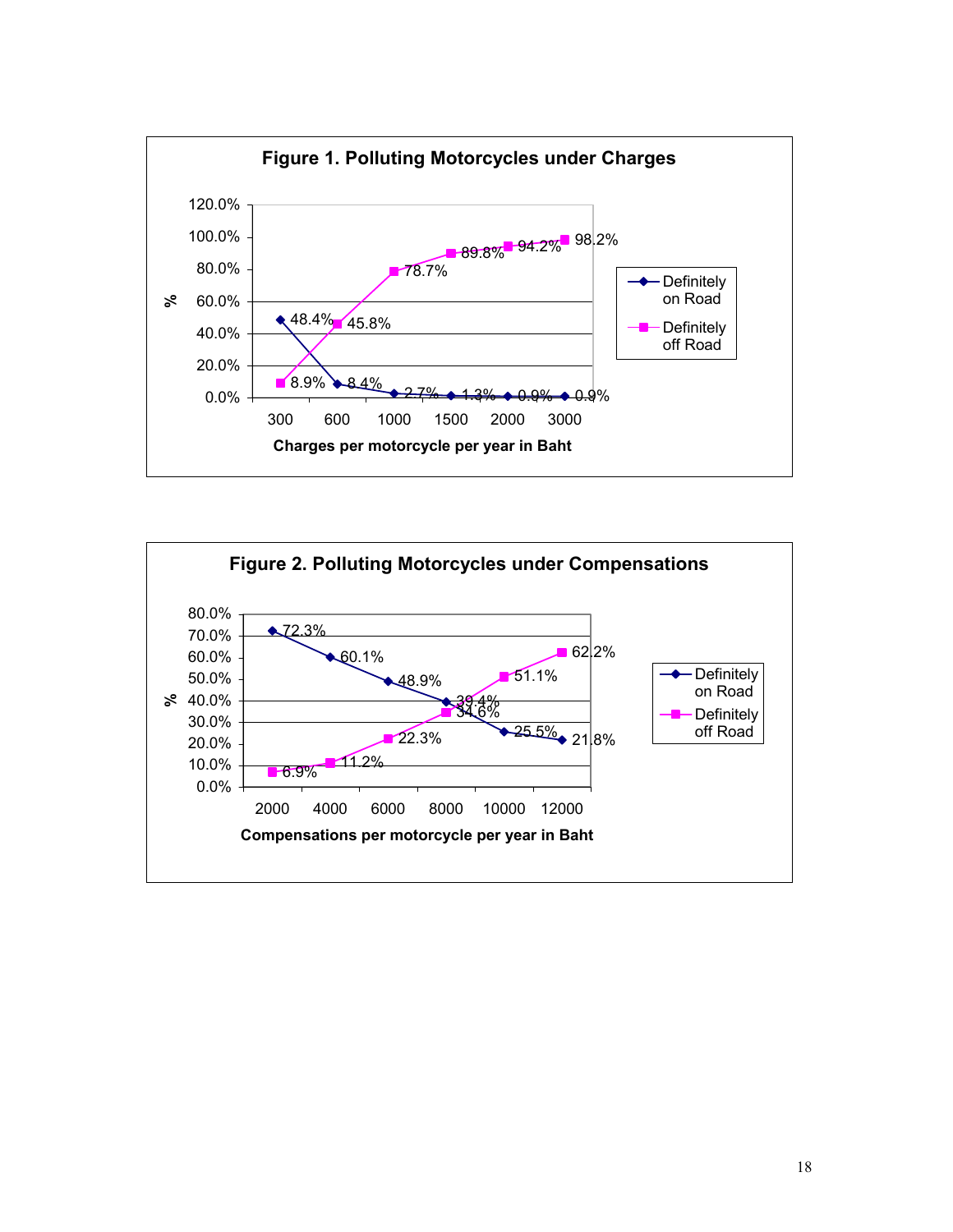**Figure 1. Polluting Motorcycles under Charges**

| Charges per motorcycle per year in Baht | Definitely on Road | Definitely off Road |
|---|---|---|
| 300 | 48.4% | 8.9% |
| 600 | 8.4% | 45.8% |
| 1000 | 2.7% | 78.7% |
| 1500 | 1.3% | 89.8% |
| 2000 | 0.9% | 94.2% |
| 3000 | 0.9% | 98.2% |

**Figure 2. Polluting Motorcycles under Compensations**

| Compensations per motorcycle per year in Baht | Definitely on Road | Definitely off Road |
|---|---|---|
| 2000 | 72.3% | 6.9% |
| 4000 | 60.1% | 11.2% |
| 6000 | 48.9% | 22.3% |
| 8000 | 39.4% | 34.6% |
| 10000 | 25.5% | 51.1% |
| 12000 | 21.8% | 62.2% |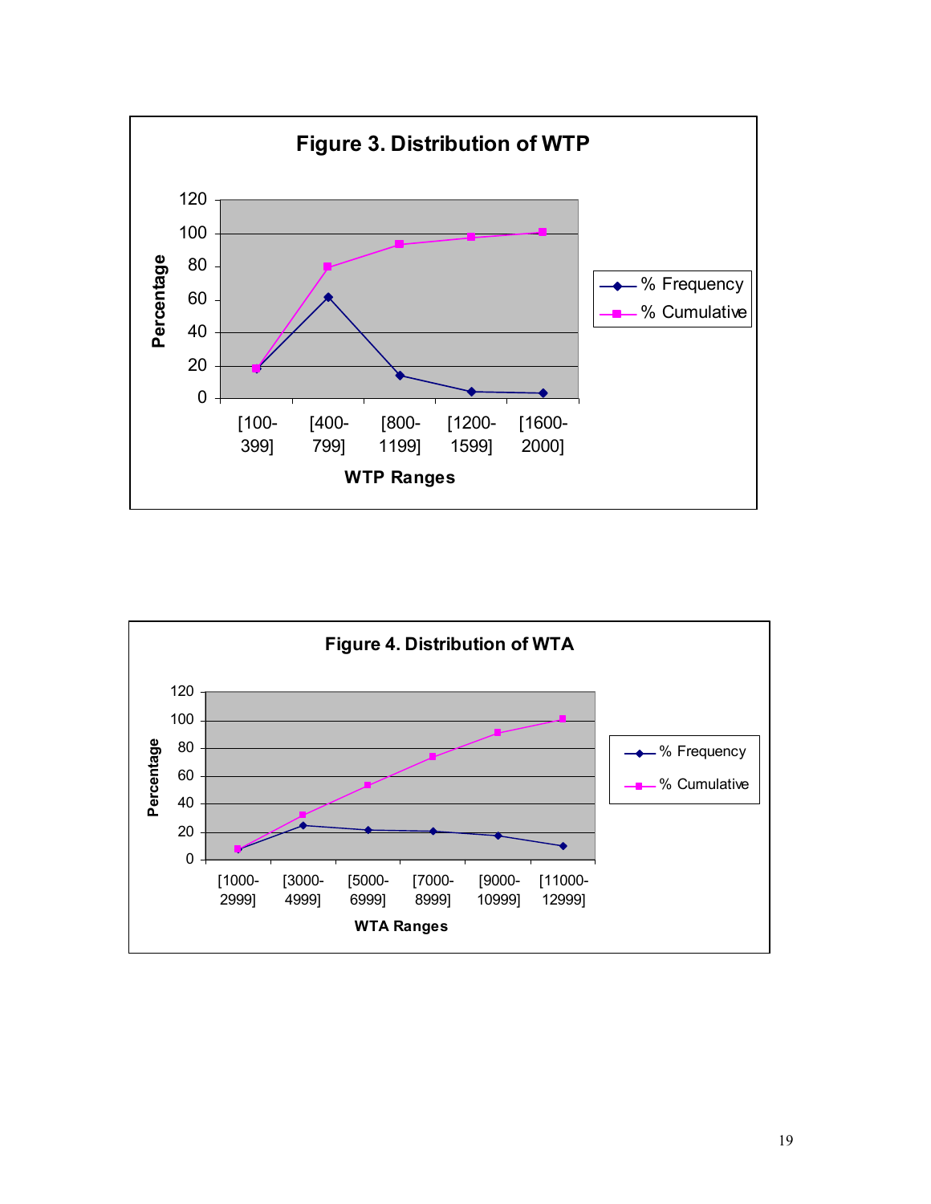**Figure 3. Distribution of WTP**

Percentage

120
100
80
60
40
20
0

[100-399]
[400-799]
[800-1199]
[1200-1599]
[1600-2000]

WTP Ranges

% Frequency
% Cumulative

**Figure 4. Distribution of WTA**

Percentage

120
100
80
60
40
20
0

[1000-2999]
[3000-4999]
[5000-6999]
[7000-8999]
[9000-10999]
[11000-12999]

WTA Ranges

% Frequency
% Cumulative